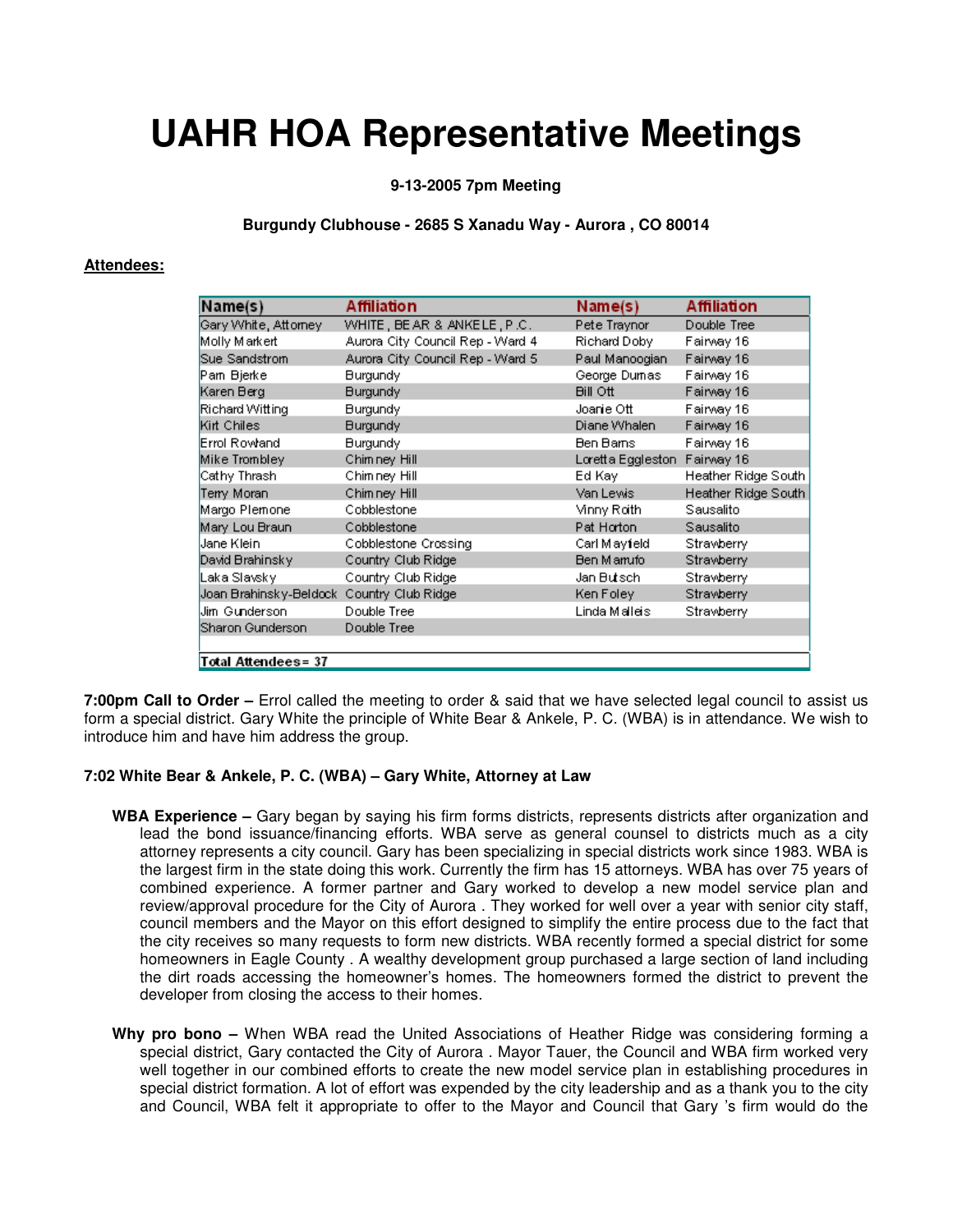# UAHR HOA Representative Meetings

**9-13-2005 7pm Meeting**

**Burgundy Clubhouse - 2685 S Xanadu Way - Aurora , CO 80014**

**Attendees:**

| Name(s) | Affiliation | Name(s) | Affiliation |
|---|---|---|---|
| Gary White, Attorney | WHITE, BEAR & ANKELE, P.C. | Pete Traynor | Double Tree |
| Molly Markert | Aurora City Council Rep - Ward 4 | Richard Doby | Fairway 16 |
| Sue Sandstrom | Aurora City Council Rep - Ward 5 | Paul Manoogian | Fairway 16 |
| Pam Bjerke | Burgundy | George Dumas | Fairway 16 |
| Karen Berg | Burgundy | Bill Ott | Fairway 16 |
| Richard Witting | Burgundy | Joanie Ott | Fairway 16 |
| Kirt Chiles | Burgundy | Diane Whalen | Fairway 16 |
| Errol Rowland | Burgundy | Ben Barns | Fairway 16 |
| Mike Trombley | Chimney Hill | Loretta Eggleston | Fairway 16 |
| Cathy Thrash | Chimney Hill | Ed Kay | Heather Ridge South |
| Terry Moran | Chimney Hill | Van Lewis | Heather Ridge South |
| Margo Plemone | Cobblestone | Vinny Roith | Sausalito |
| Mary Lou Braun | Cobblestone | Pat Horton | Sausalito |
| Jane Klein | Cobblestone Crossing | Carl Mayfield | Strawberry |
| David Brahinsky | Country Club Ridge | Ben Marrufo | Strawberry |
| Laka Slavsky | Country Club Ridge | Jan Butsch | Strawberry |
| Joan Brahinsky-Beldock | Country Club Ridge | Ken Foley | Strawberry |
| Jim Gunderson | Double Tree | Linda Malleis | Strawberry |
| Sharon Gunderson | Double Tree | | |
| **Total Attendees= 37** | | | |

**7:00pm Call to Order –** Errol called the meeting to order & said that we have selected legal council to assist us form a special district. Gary White the principle of White Bear & Ankele, P. C. (WBA) is in attendance. We wish to introduce him and have him address the group.

**7:02 White Bear & Ankele, P. C. (WBA) – Gary White, Attorney at Law**

- **WBA Experience –** Gary began by saying his firm forms districts, represents districts after organization and lead the bond issuance/financing efforts. WBA serve as general counsel to districts much as a city attorney represents a city council. Gary has been specializing in special districts work since 1983. WBA is the largest firm in the state doing this work. Currently the firm has 15 attorneys. WBA has over 75 years of combined experience. A former partner and Gary worked to develop a new model service plan and review/approval procedure for the City of Aurora . They worked for well over a year with senior city staff, council members and the Mayor on this effort designed to simplify the entire process due to the fact that the city receives so many requests to form new districts. WBA recently formed a special district for some homeowners in Eagle County . A wealthy development group purchased a large section of land including the dirt roads accessing the homeowner's homes. The homeowners formed the district to prevent the developer from closing the access to their homes.

- **Why pro bono –** When WBA read the United Associations of Heather Ridge was considering forming a special district, Gary contacted the City of Aurora . Mayor Tauer, the Council and WBA firm worked very well together in our combined efforts to create the new model service plan in establishing procedures in special district formation. A lot of effort was expended by the city leadership and as a thank you to the city and Council, WBA felt it appropriate to offer to the Mayor and Council that Gary 's firm would do the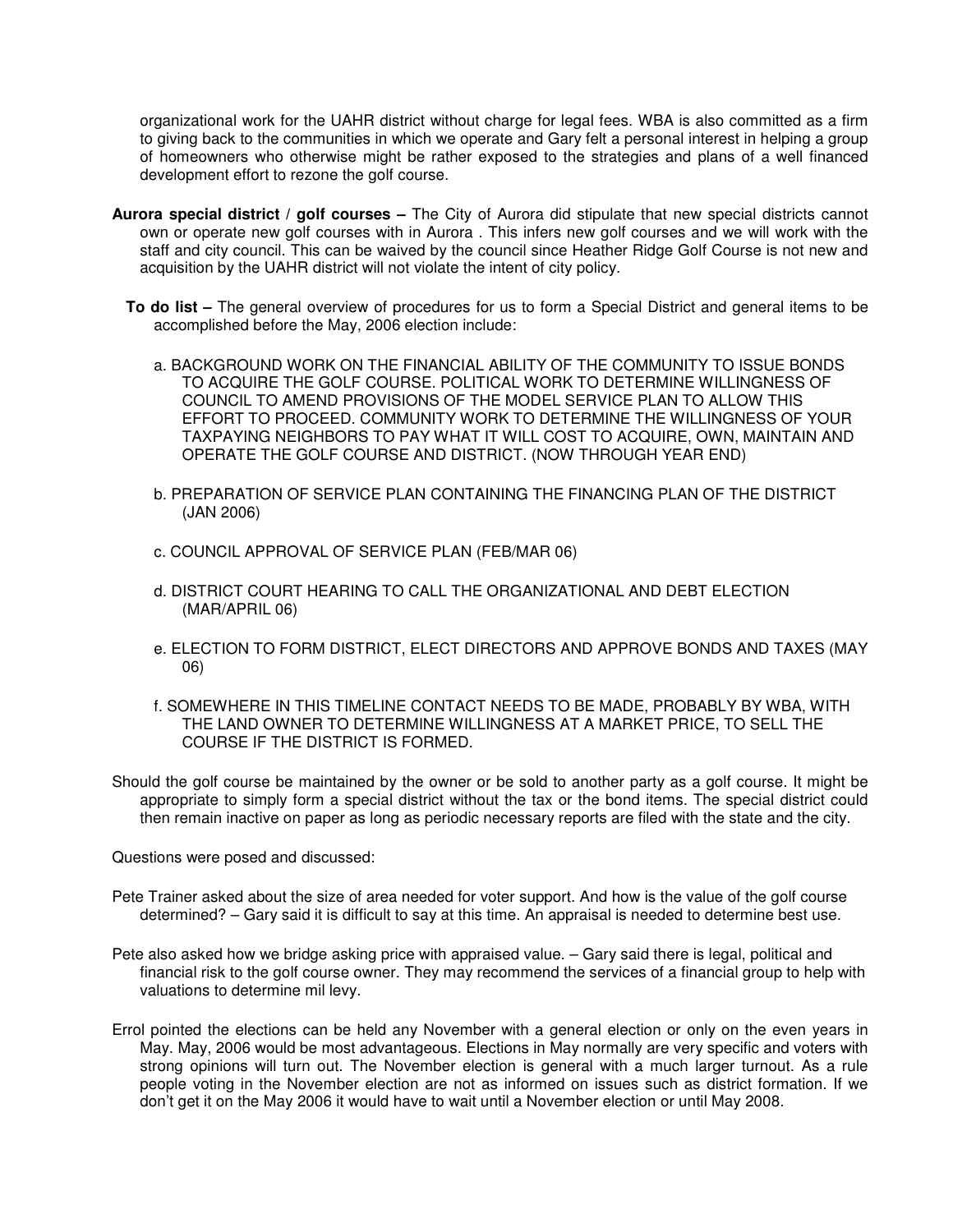organizational work for the UAHR district without charge for legal fees. WBA is also committed as a firm to giving back to the communities in which we operate and Gary felt a personal interest in helping a group of homeowners who otherwise might be rather exposed to the strategies and plans of a well financed development effort to rezone the golf course.

**Aurora special district / golf courses –** The City of Aurora did stipulate that new special districts cannot own or operate new golf courses with in Aurora . This infers new golf courses and we will work with the staff and city council. This can be waived by the council since Heather Ridge Golf Course is not new and acquisition by the UAHR district will not violate the intent of city policy.

**To do list –** The general overview of procedures for us to form a Special District and general items to be accomplished before the May, 2006 election include:

a. BACKGROUND WORK ON THE FINANCIAL ABILITY OF THE COMMUNITY TO ISSUE BONDS TO ACQUIRE THE GOLF COURSE. POLITICAL WORK TO DETERMINE WILLINGNESS OF COUNCIL TO AMEND PROVISIONS OF THE MODEL SERVICE PLAN TO ALLOW THIS EFFORT TO PROCEED. COMMUNITY WORK TO DETERMINE THE WILLINGNESS OF YOUR TAXPAYING NEIGHBORS TO PAY WHAT IT WILL COST TO ACQUIRE, OWN, MAINTAIN AND OPERATE THE GOLF COURSE AND DISTRICT. (NOW THROUGH YEAR END)

b. PREPARATION OF SERVICE PLAN CONTAINING THE FINANCING PLAN OF THE DISTRICT (JAN 2006)

c. COUNCIL APPROVAL OF SERVICE PLAN (FEB/MAR 06)

d. DISTRICT COURT HEARING TO CALL THE ORGANIZATIONAL AND DEBT ELECTION (MAR/APRIL 06)

e. ELECTION TO FORM DISTRICT, ELECT DIRECTORS AND APPROVE BONDS AND TAXES (MAY 06)

f. SOMEWHERE IN THIS TIMELINE CONTACT NEEDS TO BE MADE, PROBABLY BY WBA, WITH THE LAND OWNER TO DETERMINE WILLINGNESS AT A MARKET PRICE, TO SELL THE COURSE IF THE DISTRICT IS FORMED.

Should the golf course be maintained by the owner or be sold to another party as a golf course. It might be appropriate to simply form a special district without the tax or the bond items. The special district could then remain inactive on paper as long as periodic necessary reports are filed with the state and the city.

Questions were posed and discussed:

Pete Trainer asked about the size of area needed for voter support. And how is the value of the golf course determined? – Gary said it is difficult to say at this time. An appraisal is needed to determine best use.

Pete also asked how we bridge asking price with appraised value. – Gary said there is legal, political and financial risk to the golf course owner. They may recommend the services of a financial group to help with valuations to determine mil levy.

Errol pointed the elections can be held any November with a general election or only on the even years in May. May, 2006 would be most advantageous. Elections in May normally are very specific and voters with strong opinions will turn out. The November election is general with a much larger turnout. As a rule people voting in the November election are not as informed on issues such as district formation. If we don't get it on the May 2006 it would have to wait until a November election or until May 2008.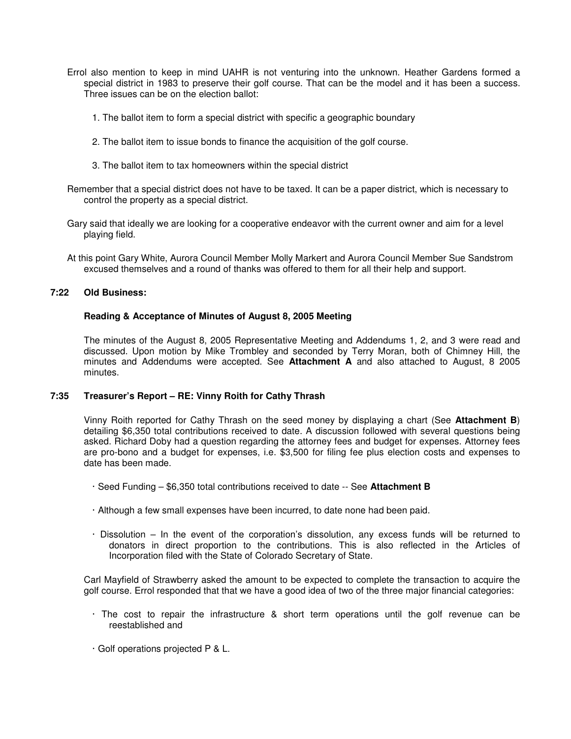Errol also mention to keep in mind UAHR is not venturing into the unknown. Heather Gardens formed a special district in 1983 to preserve their golf course. That can be the model and it has been a success. Three issues can be on the election ballot:

1. The ballot item to form a special district with specific a geographic boundary

2. The ballot item to issue bonds to finance the acquisition of the golf course.

3. The ballot item to tax homeowners within the special district

Remember that a special district does not have to be taxed. It can be a paper district, which is necessary to control the property as a special district.

Gary said that ideally we are looking for a cooperative endeavor with the current owner and aim for a level playing field.

At this point Gary White, Aurora Council Member Molly Markert and Aurora Council Member Sue Sandstrom excused themselves and a round of thanks was offered to them for all their help and support.

**7:22 Old Business:**

**Reading & Acceptance of Minutes of August 8, 2005 Meeting**

The minutes of the August 8, 2005 Representative Meeting and Addendums 1, 2, and 3 were read and discussed. Upon motion by Mike Trombley and seconded by Terry Moran, both of Chimney Hill, the minutes and Addendums were accepted. See **Attachment A** and also attached to August, 8 2005 minutes.

**7:35 Treasurer's Report – RE: Vinny Roith for Cathy Thrash**

Vinny Roith reported for Cathy Thrash on the seed money by displaying a chart (See **Attachment B**) detailing $6,350 total contributions received to date. A discussion followed with several questions being asked. Richard Doby had a question regarding the attorney fees and budget for expenses. Attorney fees are pro-bono and a budget for expenses, i.e. $3,500 for filing fee plus election costs and expenses to date has been made.

- Seed Funding – $6,350 total contributions received to date -- See **Attachment B**
- Although a few small expenses have been incurred, to date none had been paid.
- Dissolution – In the event of the corporation's dissolution, any excess funds will be returned to donators in direct proportion to the contributions. This is also reflected in the Articles of Incorporation filed with the State of Colorado Secretary of State.

Carl Mayfield of Strawberry asked the amount to be expected to complete the transaction to acquire the golf course. Errol responded that that we have a good idea of two of the three major financial categories:

- The cost to repair the infrastructure & short term operations until the golf revenue can be reestablished and
- Golf operations projected P & L.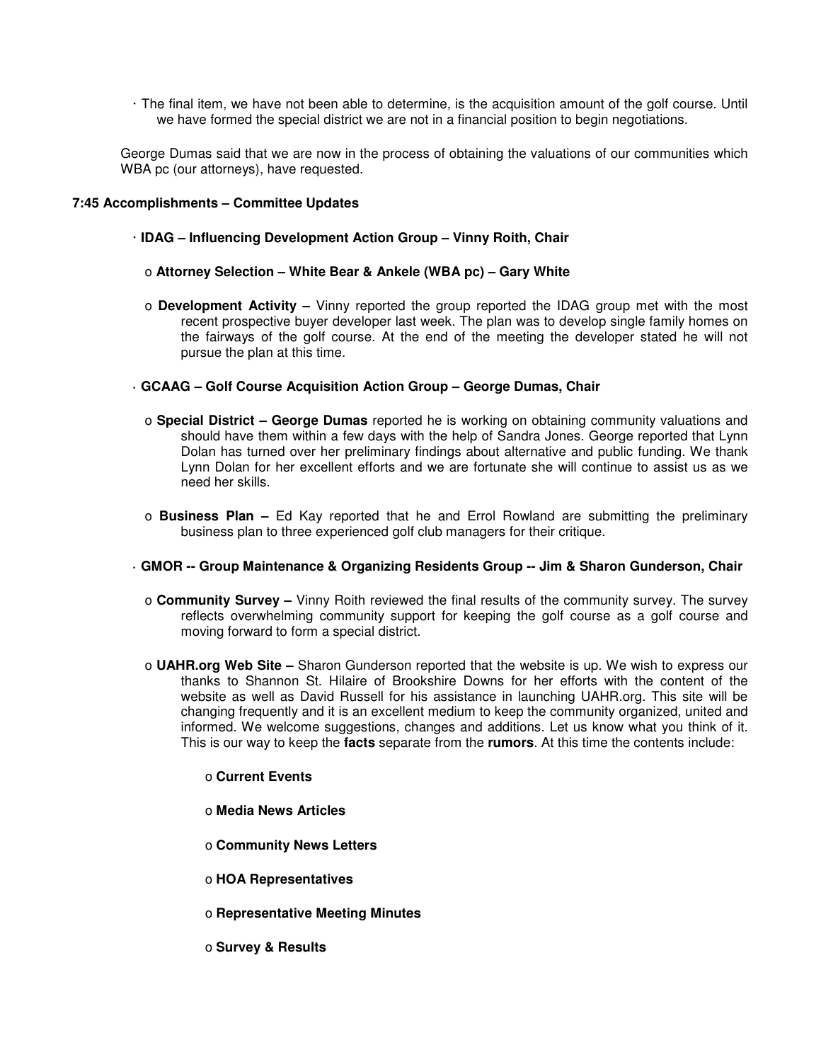- The final item, we have not been able to determine, is the acquisition amount of the golf course. Until we have formed the special district we are not in a financial position to begin negotiations.

George Dumas said that we are now in the process of obtaining the valuations of our communities which WBA pc (our attorneys), have requested.

**7:45 Accomplishments – Committee Updates**

- **IDAG – Influencing Development Action Group – Vinny Roith, Chair**
  - **Attorney Selection – White Bear & Ankele (WBA pc) – Gary White**
  - **Development Activity –** Vinny reported the group reported the IDAG group met with the most recent prospective buyer developer last week. The plan was to develop single family homes on the fairways of the golf course. At the end of the meeting the developer stated he will not pursue the plan at this time.

- **GCAAG – Golf Course Acquisition Action Group – George Dumas, Chair**
  - **Special District – George Dumas** reported he is working on obtaining community valuations and should have them within a few days with the help of Sandra Jones. George reported that Lynn Dolan has turned over her preliminary findings about alternative and public funding. We thank Lynn Dolan for her excellent efforts and we are fortunate she will continue to assist us as we need her skills.
  - **Business Plan –** Ed Kay reported that he and Errol Rowland are submitting the preliminary business plan to three experienced golf club managers for their critique.

- **GMOR -- Group Maintenance & Organizing Residents Group -- Jim & Sharon Gunderson, Chair**
  - **Community Survey –** Vinny Roith reviewed the final results of the community survey. The survey reflects overwhelming community support for keeping the golf course as a golf course and moving forward to form a special district.
  - **UAHR.org Web Site –** Sharon Gunderson reported that the website is up. We wish to express our thanks to Shannon St. Hilaire of Brookshire Downs for her efforts with the content of the website as well as David Russell for his assistance in launching UAHR.org. This site will be changing frequently and it is an excellent medium to keep the community organized, united and informed. We welcome suggestions, changes and additions. Let us know what you think of it. This is our way to keep the **facts** separate from the **rumors**. At this time the contents include:
    - **Current Events**
    - **Media News Articles**
    - **Community News Letters**
    - **HOA Representatives**
    - **Representative Meeting Minutes**
    - **Survey & Results**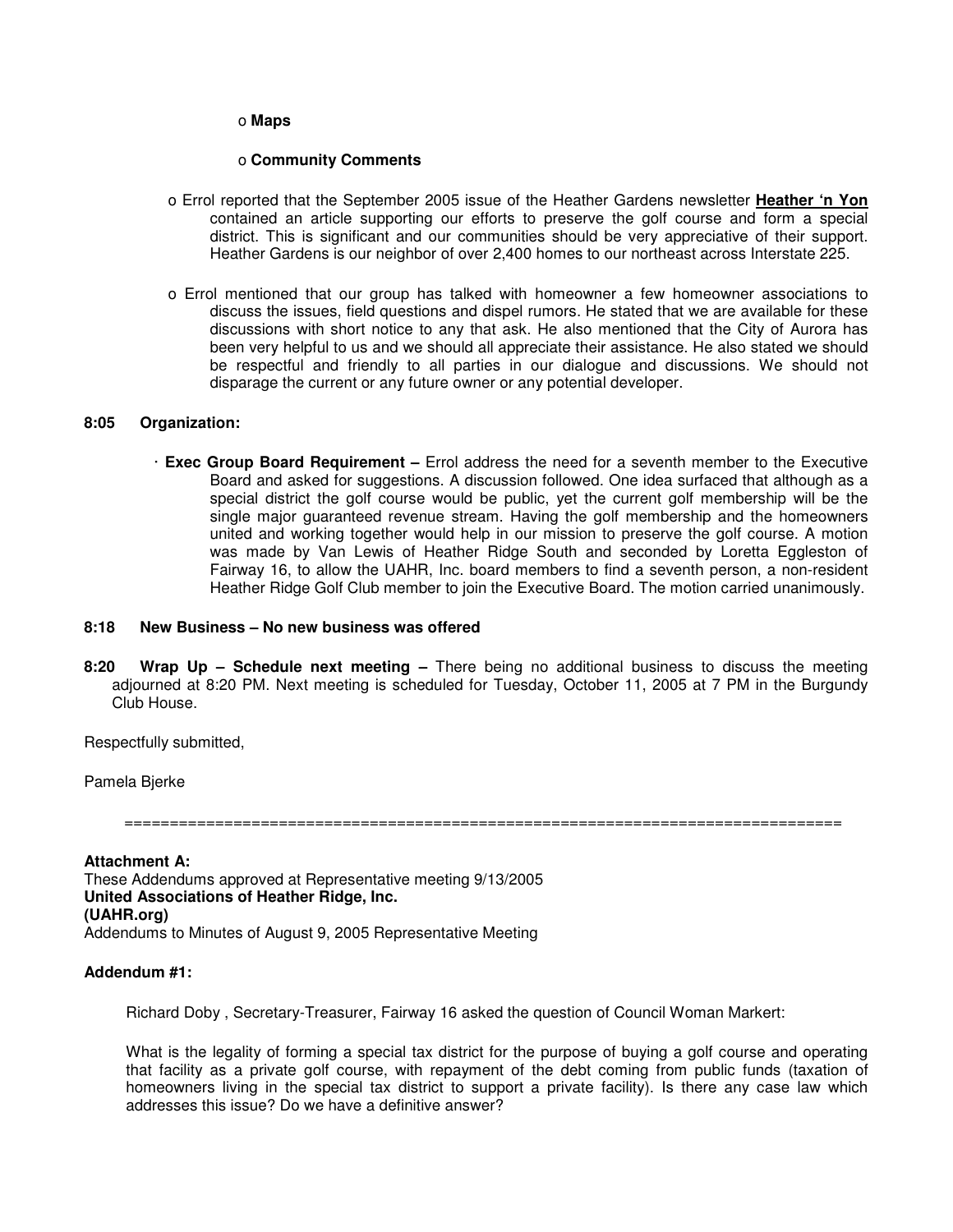- **Maps**
- **Community Comments**

- Errol reported that the September 2005 issue of the Heather Gardens newsletter **<u>Heather 'n Yon</u>** contained an article supporting our efforts to preserve the golf course and form a special district. This is significant and our communities should be very appreciative of their support. Heather Gardens is our neighbor of over 2,400 homes to our northeast across Interstate 225.

- Errol mentioned that our group has talked with homeowner a few homeowner associations to discuss the issues, field questions and dispel rumors. He stated that we are available for these discussions with short notice to any that ask. He also mentioned that the City of Aurora has been very helpful to us and we should all appreciate their assistance. He also stated we should be respectful and friendly to all parties in our dialogue and discussions. We should not disparage the current or any future owner or any potential developer.

**8:05 Organization:**

- **Exec Group Board Requirement –** Errol address the need for a seventh member to the Executive Board and asked for suggestions. A discussion followed. One idea surfaced that although as a special district the golf course would be public, yet the current golf membership will be the single major guaranteed revenue stream. Having the golf membership and the homeowners united and working together would help in our mission to preserve the golf course. A motion was made by Van Lewis of Heather Ridge South and seconded by Loretta Eggleston of Fairway 16, to allow the UAHR, Inc. board members to find a seventh person, a non-resident Heather Ridge Golf Club member to join the Executive Board. The motion carried unanimously.

**8:18 New Business – No new business was offered**

**8:20 Wrap Up – Schedule next meeting –** There being no additional business to discuss the meeting adjourned at 8:20 PM. Next meeting is scheduled for Tuesday, October 11, 2005 at 7 PM in the Burgundy Club House.

Respectfully submitted,

Pamela Bjerke

==============================================================================

**Attachment A:**
These Addendums approved at Representative meeting 9/13/2005
**United Associations of Heather Ridge, Inc.**
**(UAHR.org)**
Addendums to Minutes of August 9, 2005 Representative Meeting

**Addendum #1:**

Richard Doby , Secretary-Treasurer, Fairway 16 asked the question of Council Woman Markert:

What is the legality of forming a special tax district for the purpose of buying a golf course and operating that facility as a private golf course, with repayment of the debt coming from public funds (taxation of homeowners living in the special tax district to support a private facility). Is there any case law which addresses this issue? Do we have a definitive answer?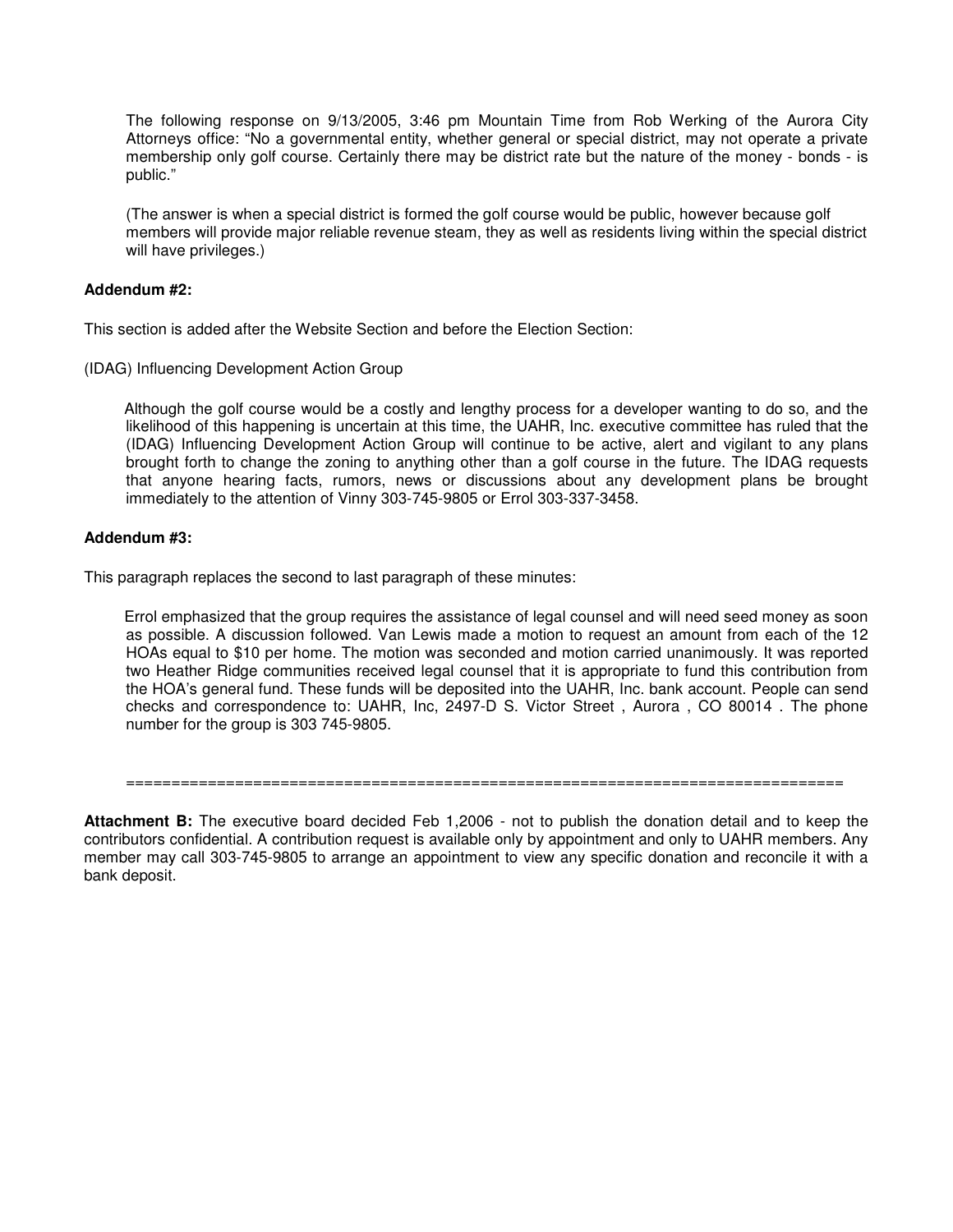The following response on 9/13/2005, 3:46 pm Mountain Time from Rob Werking of the Aurora City Attorneys office: "No a governmental entity, whether general or special district, may not operate a private membership only golf course. Certainly there may be district rate but the nature of the money - bonds - is public."

(The answer is when a special district is formed the golf course would be public, however because golf members will provide major reliable revenue steam, they as well as residents living within the special district will have privileges.)

**Addendum #2:**

This section is added after the Website Section and before the Election Section:

(IDAG) Influencing Development Action Group

Although the golf course would be a costly and lengthy process for a developer wanting to do so, and the likelihood of this happening is uncertain at this time, the UAHR, Inc. executive committee has ruled that the (IDAG) Influencing Development Action Group will continue to be active, alert and vigilant to any plans brought forth to change the zoning to anything other than a golf course in the future. The IDAG requests that anyone hearing facts, rumors, news or discussions about any development plans be brought immediately to the attention of Vinny 303-745-9805 or Errol 303-337-3458.

**Addendum #3:**

This paragraph replaces the second to last paragraph of these minutes:

Errol emphasized that the group requires the assistance of legal counsel and will need seed money as soon as possible. A discussion followed. Van Lewis made a motion to request an amount from each of the 12 HOAs equal to $10 per home. The motion was seconded and motion carried unanimously. It was reported two Heather Ridge communities received legal counsel that it is appropriate to fund this contribution from the HOA's general fund. These funds will be deposited into the UAHR, Inc. bank account. People can send checks and correspondence to: UAHR, Inc, 2497-D S. Victor Street , Aurora , CO 80014 . The phone number for the group is 303 745-9805.

================================================================================

**Attachment B:** The executive board decided Feb 1,2006 - not to publish the donation detail and to keep the contributors confidential. A contribution request is available only by appointment and only to UAHR members. Any member may call 303-745-9805 to arrange an appointment to view any specific donation and reconcile it with a bank deposit.